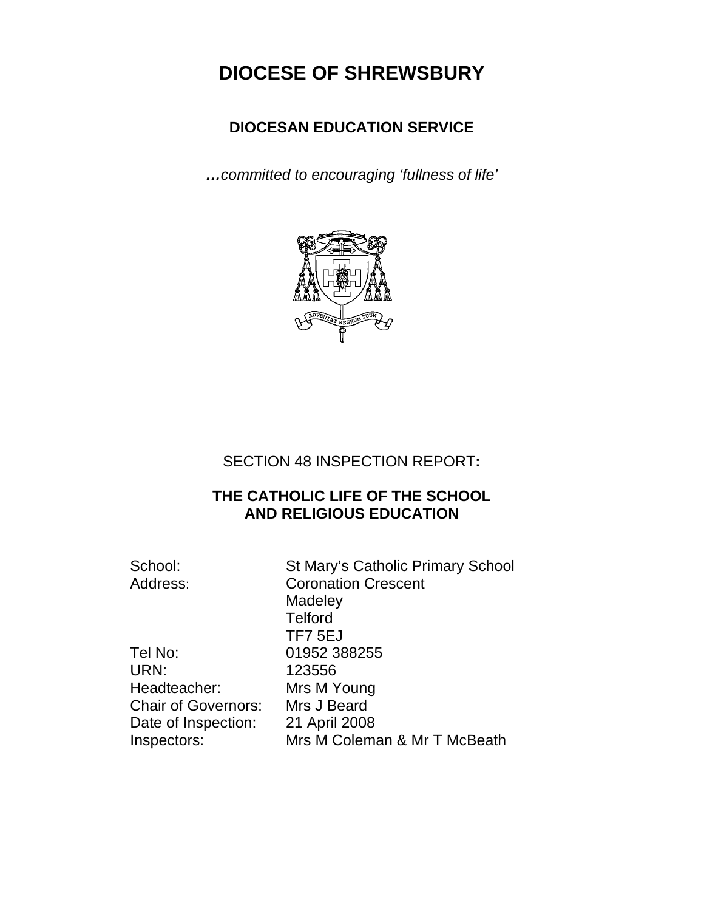# DIOCESE OF SHREWSBURY

## DIOCESAN EDUCATION SERVICE

***…**committed to encouraging 'fullness of life'*

SECTION 48 INSPECTION REPORT**:**

## THE CATHOLIC LIFE OF THE SCHOOL AND RELIGIOUS EDUCATION

| | |
|---|---|
| School: | St Mary's Catholic Primary School |
| Address: | Coronation Crescent<br>Madeley<br>Telford<br>TF7 5EJ |
| Tel No: | 01952 388255 |
| URN: | 123556 |
| Headteacher: | Mrs M Young |
| Chair of Governors: | Mrs J Beard |
| Date of Inspection: | 21 April 2008 |
| Inspectors: | Mrs M Coleman & Mr T McBeath |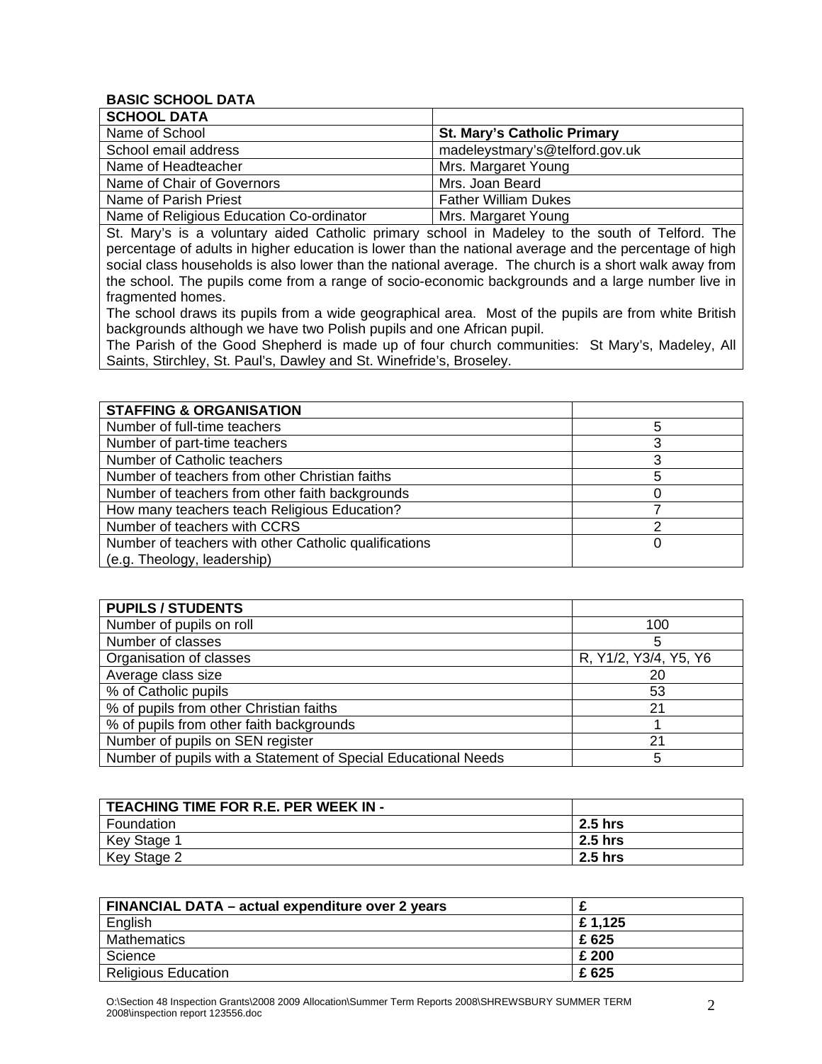**BASIC SCHOOL DATA**

| SCHOOL DATA | |
|---|---|
| Name of School | **St. Mary's Catholic Primary** |
| School email address | madeleystmary's@telford.gov.uk |
| Name of Headteacher | Mrs. Margaret Young |
| Name of Chair of Governors | Mrs. Joan Beard |
| Name of Parish Priest | Father William Dukes |
| Name of Religious Education Co-ordinator | Mrs. Margaret Young |

St. Mary's is a voluntary aided Catholic primary school in Madeley to the south of Telford. The percentage of adults in higher education is lower than the national average and the percentage of high social class households is also lower than the national average. The church is a short walk away from the school. The pupils come from a range of socio-economic backgrounds and a large number live in fragmented homes.

The school draws its pupils from a wide geographical area. Most of the pupils are from white British backgrounds although we have two Polish pupils and one African pupil.

The Parish of the Good Shepherd is made up of four church communities: St Mary's, Madeley, All Saints, Stirchley, St. Paul's, Dawley and St. Winefride's, Broseley.

| STAFFING & ORGANISATION | |
|---|---|
| Number of full-time teachers | 5 |
| Number of part-time teachers | 3 |
| Number of Catholic teachers | 3 |
| Number of teachers from other Christian faiths | 5 |
| Number of teachers from other faith backgrounds | 0 |
| How many teachers teach Religious Education? | 7 |
| Number of teachers with CCRS | 2 |
| Number of teachers with other Catholic qualifications (e.g. Theology, leadership) | 0 |

| PUPILS / STUDENTS | |
|---|---|
| Number of pupils on roll | 100 |
| Number of classes | 5 |
| Organisation of classes | R, Y1/2, Y3/4, Y5, Y6 |
| Average class size | 20 |
| % of Catholic pupils | 53 |
| % of pupils from other Christian faiths | 21 |
| % of pupils from other faith backgrounds | 1 |
| Number of pupils on SEN register | 21 |
| Number of pupils with a Statement of Special Educational Needs | 5 |

| TEACHING TIME FOR R.E. PER WEEK IN - | |
|---|---|
| Foundation | **2.5 hrs** |
| Key Stage 1 | **2.5 hrs** |
| Key Stage 2 | **2.5 hrs** |

| FINANCIAL DATA – actual expenditure over 2 years | £ |
|---|---|
| English | **£ 1,125** |
| Mathematics | **£ 625** |
| Science | **£ 200** |
| Religious Education | **£ 625** |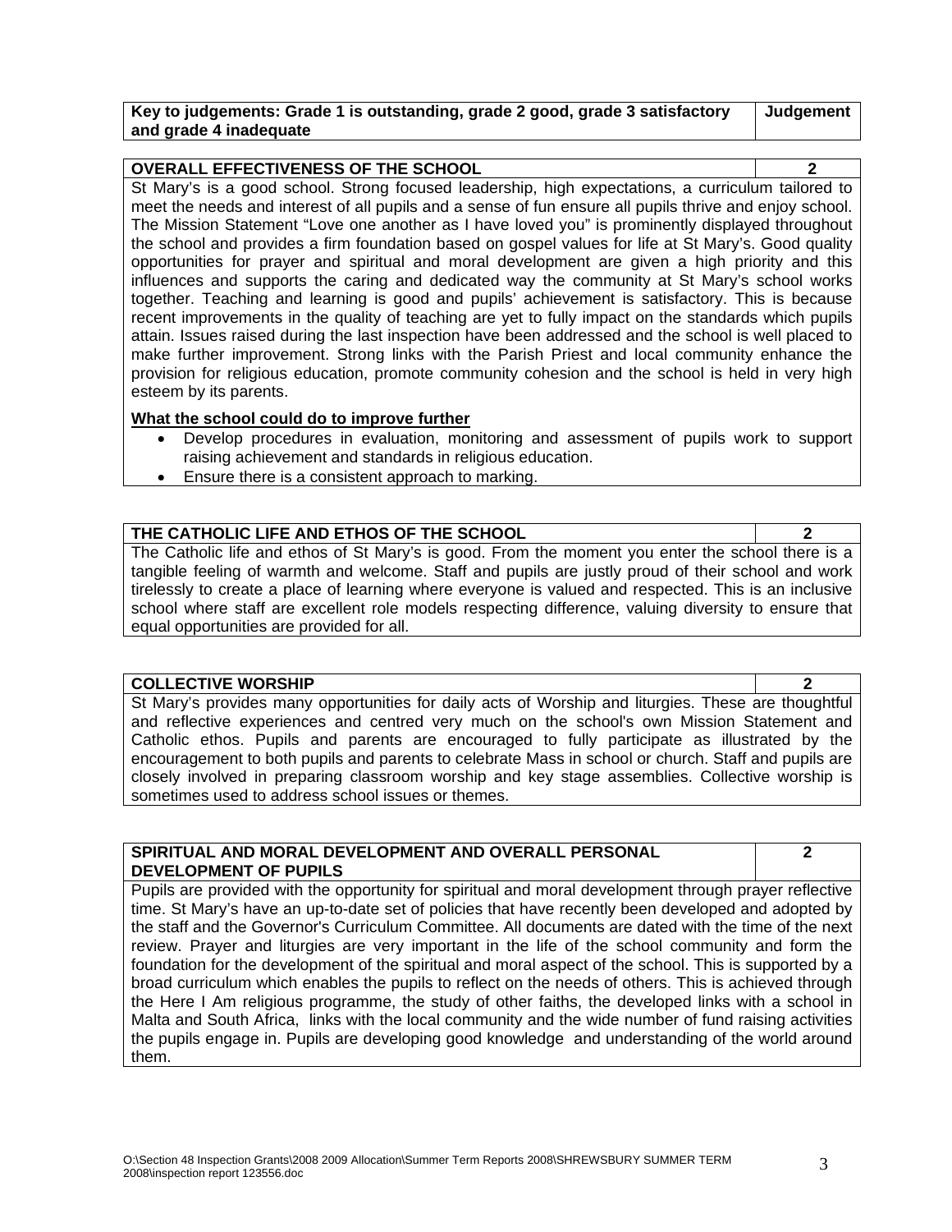| Key to judgements: Grade 1 is outstanding, grade 2 good, grade 3 satisfactory and grade 4 inadequate | Judgement |
|---|---|

| OVERALL EFFECTIVENESS OF THE SCHOOL | 2 |
|---|---|

St Mary's is a good school. Strong focused leadership, high expectations, a curriculum tailored to meet the needs and interest of all pupils and a sense of fun ensure all pupils thrive and enjoy school. The Mission Statement "Love one another as I have loved you" is prominently displayed throughout the school and provides a firm foundation based on gospel values for life at St Mary's. Good quality opportunities for prayer and spiritual and moral development are given a high priority and this influences and supports the caring and dedicated way the community at St Mary's school works together. Teaching and learning is good and pupils' achievement is satisfactory. This is because recent improvements in the quality of teaching are yet to fully impact on the standards which pupils attain. Issues raised during the last inspection have been addressed and the school is well placed to make further improvement. Strong links with the Parish Priest and local community enhance the provision for religious education, promote community cohesion and the school is held in very high esteem by its parents.

**What the school could do to improve further**

- Develop procedures in evaluation, monitoring and assessment of pupils work to support raising achievement and standards in religious education.
- Ensure there is a consistent approach to marking.

| THE CATHOLIC LIFE AND ETHOS OF THE SCHOOL | 2 |
|---|---|

The Catholic life and ethos of St Mary's is good. From the moment you enter the school there is a tangible feeling of warmth and welcome. Staff and pupils are justly proud of their school and work tirelessly to create a place of learning where everyone is valued and respected. This is an inclusive school where staff are excellent role models respecting difference, valuing diversity to ensure that equal opportunities are provided for all.

| COLLECTIVE WORSHIP | 2 |
|---|---|

St Mary's provides many opportunities for daily acts of Worship and liturgies. These are thoughtful and reflective experiences and centred very much on the school's own Mission Statement and Catholic ethos. Pupils and parents are encouraged to fully participate as illustrated by the encouragement to both pupils and parents to celebrate Mass in school or church. Staff and pupils are closely involved in preparing classroom worship and key stage assemblies. Collective worship is sometimes used to address school issues or themes.

| SPIRITUAL AND MORAL DEVELOPMENT AND OVERALL PERSONAL DEVELOPMENT OF PUPILS | 2 |
|---|---|

Pupils are provided with the opportunity for spiritual and moral development through prayer reflective time. St Mary's have an up-to-date set of policies that have recently been developed and adopted by the staff and the Governor's Curriculum Committee. All documents are dated with the time of the next review. Prayer and liturgies are very important in the life of the school community and form the foundation for the development of the spiritual and moral aspect of the school. This is supported by a broad curriculum which enables the pupils to reflect on the needs of others. This is achieved through the Here I Am religious programme, the study of other faiths, the developed links with a school in Malta and South Africa, links with the local community and the wide number of fund raising activities the pupils engage in. Pupils are developing good knowledge and understanding of the world around them.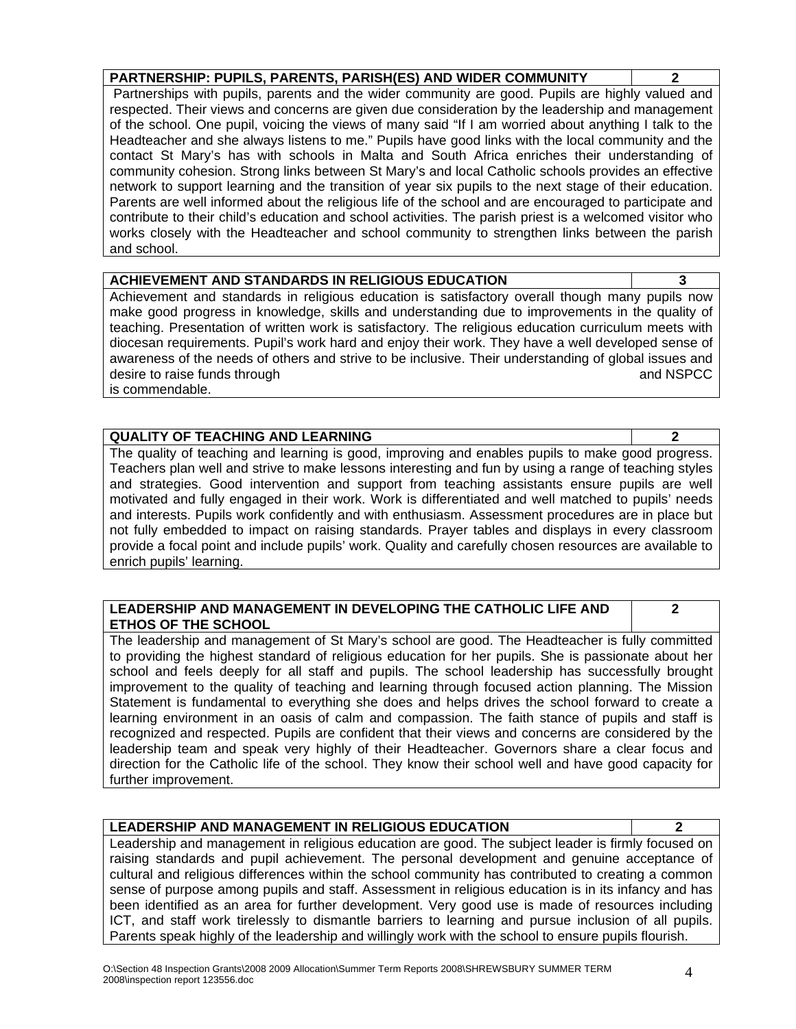| PARTNERSHIP: PUPILS, PARENTS, PARISH(ES) AND WIDER COMMUNITY | 2 |
|---|---|

Partnerships with pupils, parents and the wider community are good. Pupils are highly valued and respected. Their views and concerns are given due consideration by the leadership and management of the school. One pupil, voicing the views of many said "If I am worried about anything I talk to the Headteacher and she always listens to me." Pupils have good links with the local community and the contact St Mary's has with schools in Malta and South Africa enriches their understanding of community cohesion. Strong links between St Mary's and local Catholic schools provides an effective network to support learning and the transition of year six pupils to the next stage of their education. Parents are well informed about the religious life of the school and are encouraged to participate and contribute to their child's education and school activities. The parish priest is a welcomed visitor who works closely with the Headteacher and school community to strengthen links between the parish and school.

| ACHIEVEMENT AND STANDARDS IN RELIGIOUS EDUCATION | 3 |
|---|---|

Achievement and standards in religious education is satisfactory overall though many pupils now make good progress in knowledge, skills and understanding due to improvements in the quality of teaching. Presentation of written work is satisfactory. The religious education curriculum meets with diocesan requirements. Pupil's work hard and enjoy their work. They have a well developed sense of awareness of the needs of others and strive to be inclusive. Their understanding of global issues and desire to raise funds through and NSPCC is commendable.

| QUALITY OF TEACHING AND LEARNING | 2 |
|---|---|

The quality of teaching and learning is good, improving and enables pupils to make good progress. Teachers plan well and strive to make lessons interesting and fun by using a range of teaching styles and strategies. Good intervention and support from teaching assistants ensure pupils are well motivated and fully engaged in their work. Work is differentiated and well matched to pupils' needs and interests. Pupils work confidently and with enthusiasm. Assessment procedures are in place but not fully embedded to impact on raising standards. Prayer tables and displays in every classroom provide a focal point and include pupils' work. Quality and carefully chosen resources are available to enrich pupils' learning.

| LEADERSHIP AND MANAGEMENT IN DEVELOPING THE CATHOLIC LIFE AND ETHOS OF THE SCHOOL | 2 |
|---|---|

The leadership and management of St Mary's school are good. The Headteacher is fully committed to providing the highest standard of religious education for her pupils. She is passionate about her school and feels deeply for all staff and pupils. The school leadership has successfully brought improvement to the quality of teaching and learning through focused action planning. The Mission Statement is fundamental to everything she does and helps drives the school forward to create a learning environment in an oasis of calm and compassion. The faith stance of pupils and staff is recognized and respected. Pupils are confident that their views and concerns are considered by the leadership team and speak very highly of their Headteacher. Governors share a clear focus and direction for the Catholic life of the school. They know their school well and have good capacity for further improvement.

| LEADERSHIP AND MANAGEMENT IN RELIGIOUS EDUCATION | 2 |
|---|---|

Leadership and management in religious education are good. The subject leader is firmly focused on raising standards and pupil achievement. The personal development and genuine acceptance of cultural and religious differences within the school community has contributed to creating a common sense of purpose among pupils and staff. Assessment in religious education is in its infancy and has been identified as an area for further development. Very good use is made of resources including ICT, and staff work tirelessly to dismantle barriers to learning and pursue inclusion of all pupils. Parents speak highly of the leadership and willingly work with the school to ensure pupils flourish.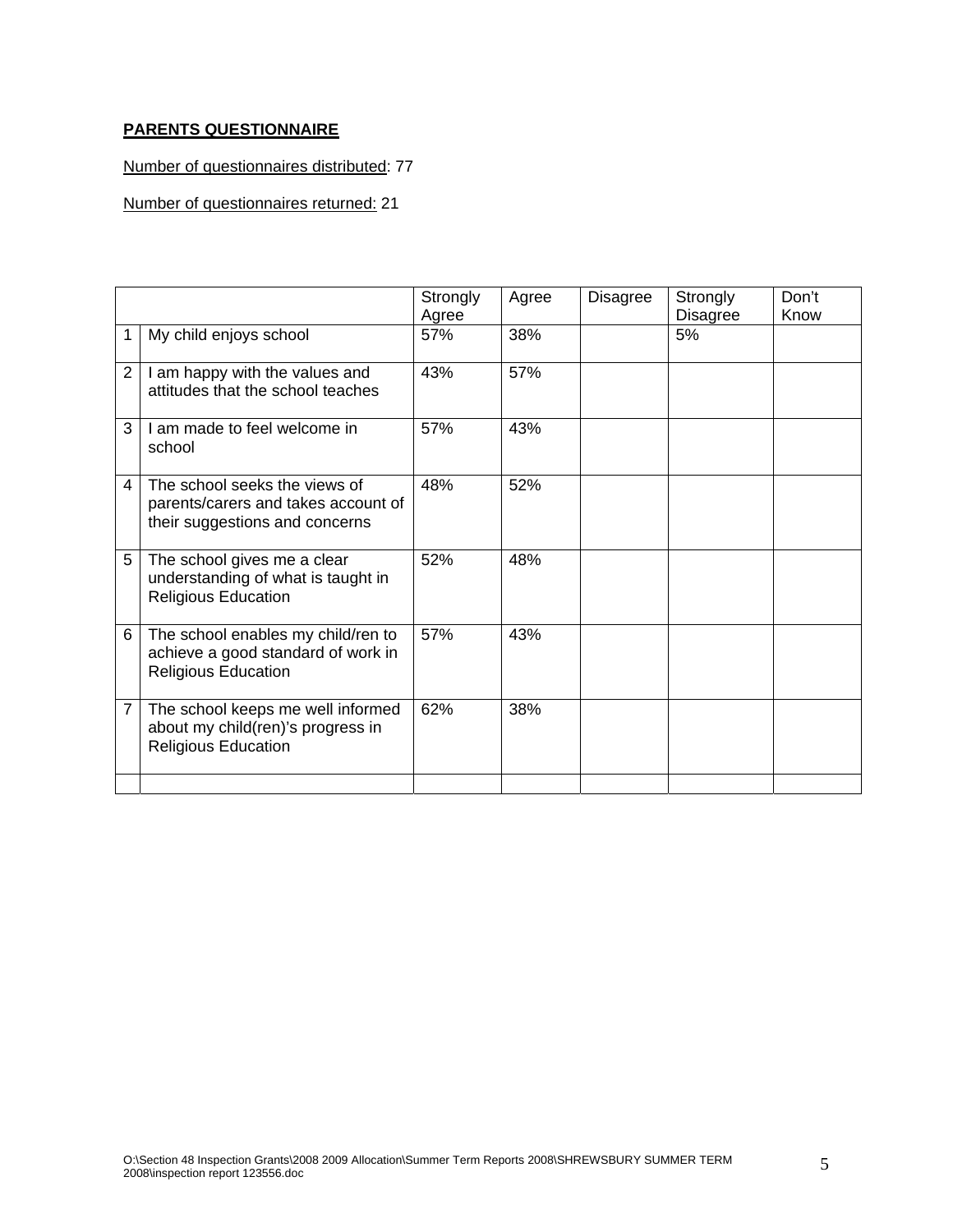**PARENTS QUESTIONNAIRE**

Number of questionnaires distributed: 77

Number of questionnaires returned: 21

| | | Strongly Agree | Agree | Disagree | Strongly Disagree | Don't Know |
|---|---|---|---|---|---|---|
| 1 | My child enjoys school | 57% | 38% | | 5% | |
| 2 | I am happy with the values and attitudes that the school teaches | 43% | 57% | | | |
| 3 | I am made to feel welcome in school | 57% | 43% | | | |
| 4 | The school seeks the views of parents/carers and takes account of their suggestions and concerns | 48% | 52% | | | |
| 5 | The school gives me a clear understanding of what is taught in Religious Education | 52% | 48% | | | |
| 6 | The school enables my child/ren to achieve a good standard of work in Religious Education | 57% | 43% | | | |
| 7 | The school keeps me well informed about my child(ren)'s progress in Religious Education | 62% | 38% | | | |
| | | | | | | |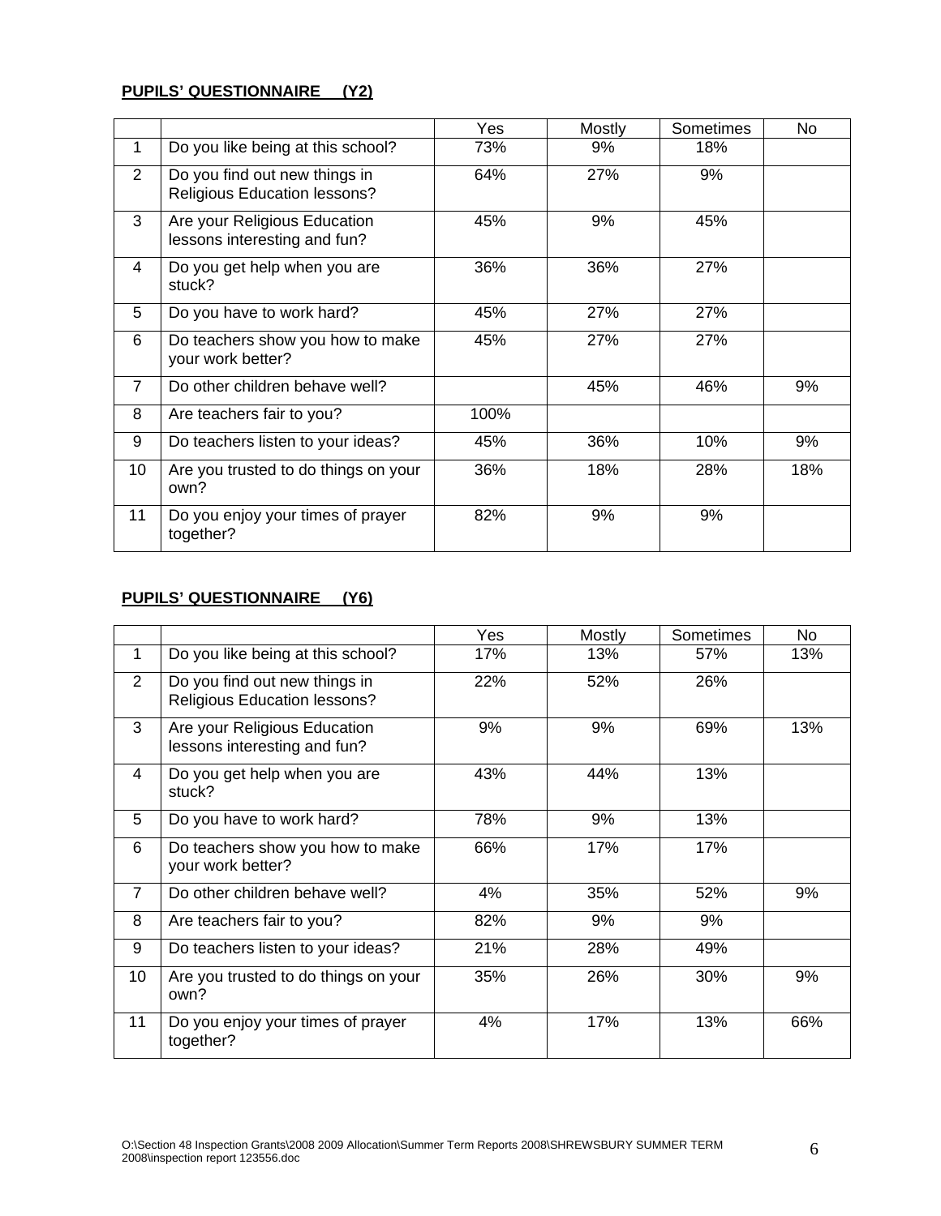**PUPILS' QUESTIONNAIRE (Y2)**

| | | Yes | Mostly | Sometimes | No |
|---|---|---|---|---|---|
| 1 | Do you like being at this school? | 73% | 9% | 18% | |
| 2 | Do you find out new things in Religious Education lessons? | 64% | 27% | 9% | |
| 3 | Are your Religious Education lessons interesting and fun? | 45% | 9% | 45% | |
| 4 | Do you get help when you are stuck? | 36% | 36% | 27% | |
| 5 | Do you have to work hard? | 45% | 27% | 27% | |
| 6 | Do teachers show you how to make your work better? | 45% | 27% | 27% | |
| 7 | Do other children behave well? | | 45% | 46% | 9% |
| 8 | Are teachers fair to you? | 100% | | | |
| 9 | Do teachers listen to your ideas? | 45% | 36% | 10% | 9% |
| 10 | Are you trusted to do things on your own? | 36% | 18% | 28% | 18% |
| 11 | Do you enjoy your times of prayer together? | 82% | 9% | 9% | |

**PUPILS' QUESTIONNAIRE (Y6)**

| | | Yes | Mostly | Sometimes | No |
|---|---|---|---|---|---|
| 1 | Do you like being at this school? | 17% | 13% | 57% | 13% |
| 2 | Do you find out new things in Religious Education lessons? | 22% | 52% | 26% | |
| 3 | Are your Religious Education lessons interesting and fun? | 9% | 9% | 69% | 13% |
| 4 | Do you get help when you are stuck? | 43% | 44% | 13% | |
| 5 | Do you have to work hard? | 78% | 9% | 13% | |
| 6 | Do teachers show you how to make your work better? | 66% | 17% | 17% | |
| 7 | Do other children behave well? | 4% | 35% | 52% | 9% |
| 8 | Are teachers fair to you? | 82% | 9% | 9% | |
| 9 | Do teachers listen to your ideas? | 21% | 28% | 49% | |
| 10 | Are you trusted to do things on your own? | 35% | 26% | 30% | 9% |
| 11 | Do you enjoy your times of prayer together? | 4% | 17% | 13% | 66% |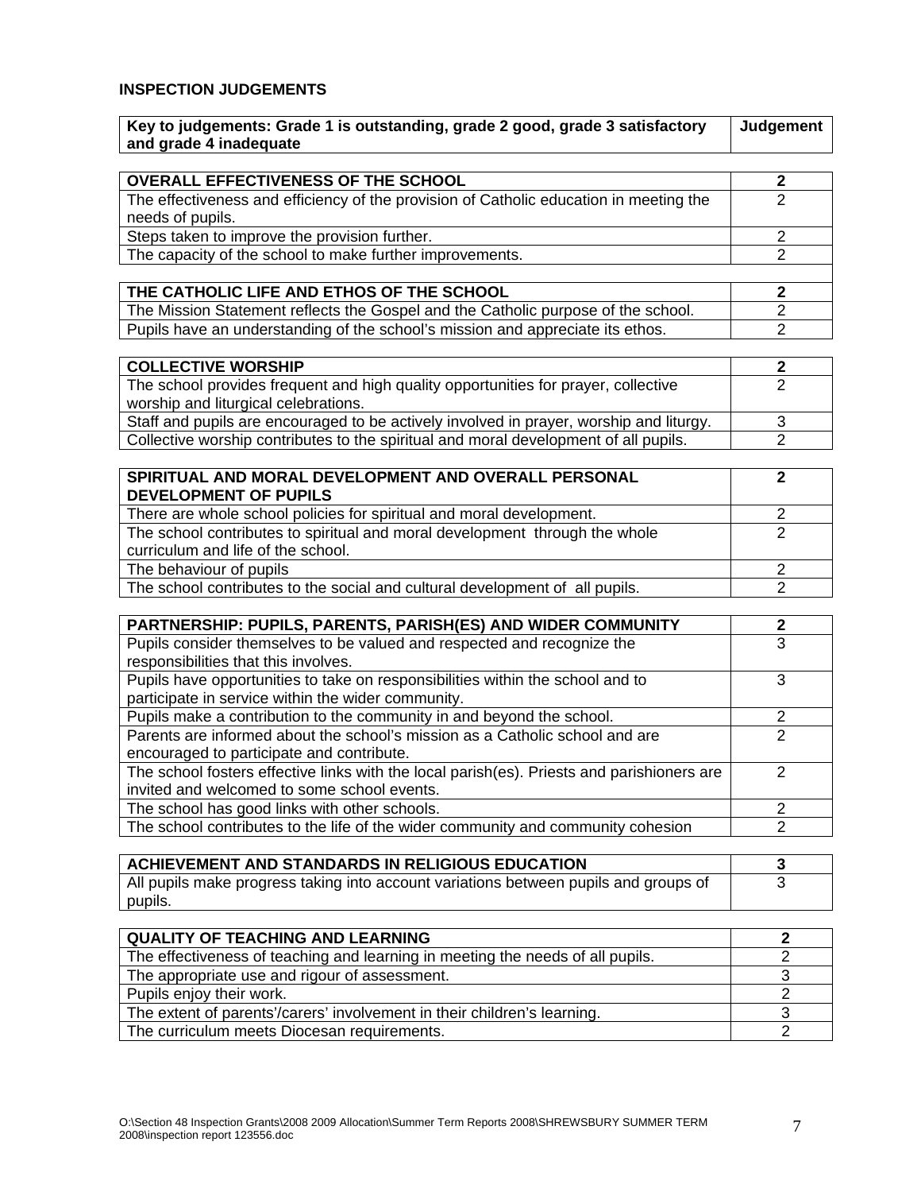## INSPECTION JUDGEMENTS

| Key to judgements: Grade 1 is outstanding, grade 2 good, grade 3 satisfactory and grade 4 inadequate | Judgement |
|---|---|

| **OVERALL EFFECTIVENESS OF THE SCHOOL** | **2** |
|---|---|
| The effectiveness and efficiency of the provision of Catholic education in meeting the needs of pupils. | 2 |
| Steps taken to improve the provision further. | 2 |
| The capacity of the school to make further improvements. | 2 |

| **THE CATHOLIC LIFE AND ETHOS OF THE SCHOOL** | **2** |
|---|---|
| The Mission Statement reflects the Gospel and the Catholic purpose of the school. | 2 |
| Pupils have an understanding of the school's mission and appreciate its ethos. | 2 |

| **COLLECTIVE WORSHIP** | **2** |
|---|---|
| The school provides frequent and high quality opportunities for prayer, collective worship and liturgical celebrations. | 2 |
| Staff and pupils are encouraged to be actively involved in prayer, worship and liturgy. | 3 |
| Collective worship contributes to the spiritual and moral development of all pupils. | 2 |

| **SPIRITUAL AND MORAL DEVELOPMENT AND OVERALL PERSONAL DEVELOPMENT OF PUPILS** | **2** |
|---|---|
| There are whole school policies for spiritual and moral development. | 2 |
| The school contributes to spiritual and moral development through the whole curriculum and life of the school. | 2 |
| The behaviour of pupils | 2 |
| The school contributes to the social and cultural development of all pupils. | 2 |

| **PARTNERSHIP: PUPILS, PARENTS, PARISH(ES) AND WIDER COMMUNITY** | **2** |
|---|---|
| Pupils consider themselves to be valued and respected and recognize the responsibilities that this involves. | 3 |
| Pupils have opportunities to take on responsibilities within the school and to participate in service within the wider community. | 3 |
| Pupils make a contribution to the community in and beyond the school. | 2 |
| Parents are informed about the school's mission as a Catholic school and are encouraged to participate and contribute. | 2 |
| The school fosters effective links with the local parish(es). Priests and parishioners are invited and welcomed to some school events. | 2 |
| The school has good links with other schools. | 2 |
| The school contributes to the life of the wider community and community cohesion | 2 |

| **ACHIEVEMENT AND STANDARDS IN RELIGIOUS EDUCATION** | **3** |
|---|---|
| All pupils make progress taking into account variations between pupils and groups of pupils. | 3 |

| **QUALITY OF TEACHING AND LEARNING** | **2** |
|---|---|
| The effectiveness of teaching and learning in meeting the needs of all pupils. | 2 |
| The appropriate use and rigour of assessment. | 3 |
| Pupils enjoy their work. | 2 |
| The extent of parents'/carers' involvement in their children's learning. | 3 |
| The curriculum meets Diocesan requirements. | 2 |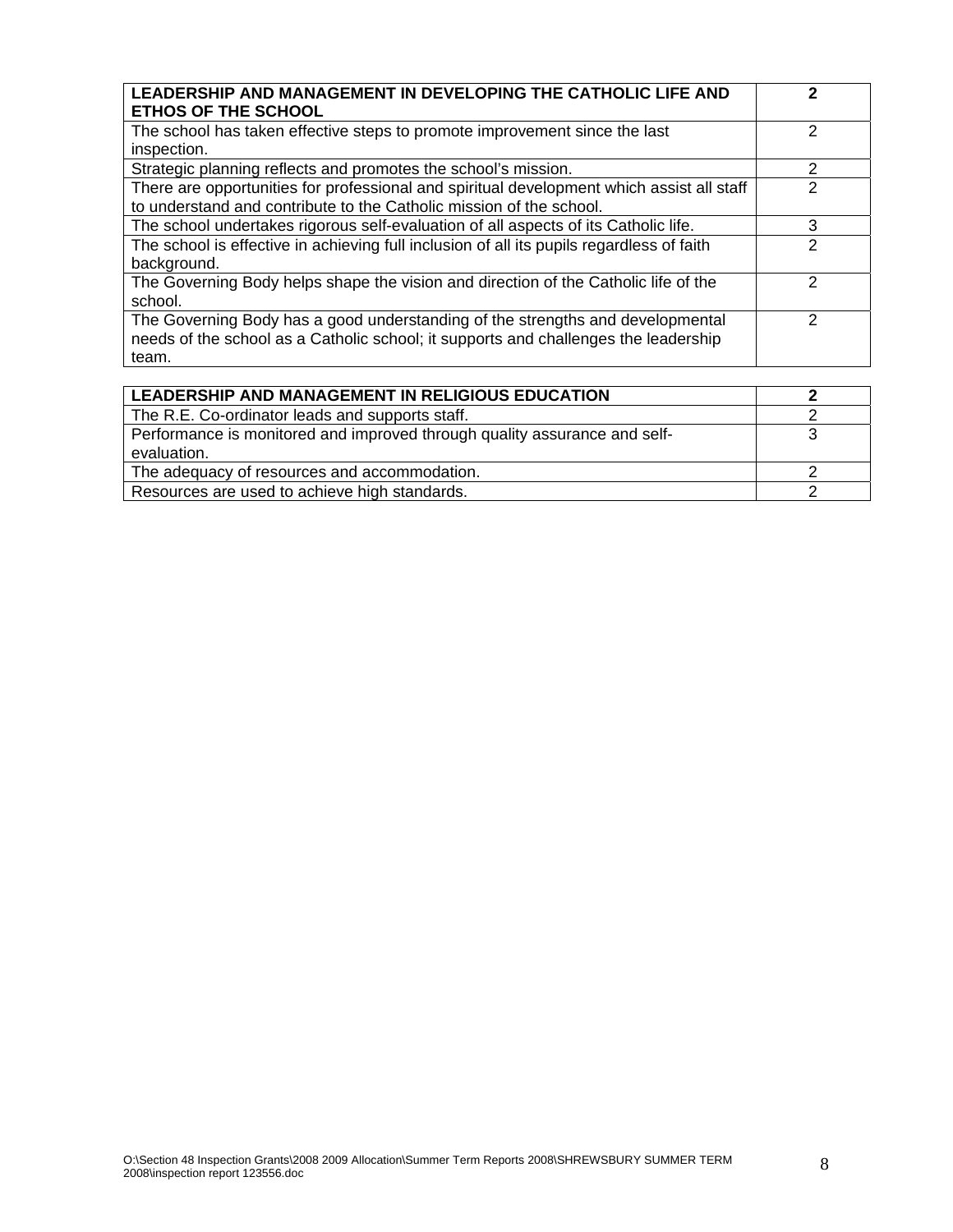| **LEADERSHIP AND MANAGEMENT IN DEVELOPING THE CATHOLIC LIFE AND ETHOS OF THE SCHOOL** | **2** |
|---|---|
| The school has taken effective steps to promote improvement since the last inspection. | 2 |
| Strategic planning reflects and promotes the school's mission. | 2 |
| There are opportunities for professional and spiritual development which assist all staff to understand and contribute to the Catholic mission of the school. | 2 |
| The school undertakes rigorous self-evaluation of all aspects of its Catholic life. | 3 |
| The school is effective in achieving full inclusion of all its pupils regardless of faith background. | 2 |
| The Governing Body helps shape the vision and direction of the Catholic life of the school. | 2 |
| The Governing Body has a good understanding of the strengths and developmental needs of the school as a Catholic school; it supports and challenges the leadership team. | 2 |

| **LEADERSHIP AND MANAGEMENT IN RELIGIOUS EDUCATION** | **2** |
|---|---|
| The R.E. Co-ordinator leads and supports staff. | 2 |
| Performance is monitored and improved through quality assurance and self-evaluation. | 3 |
| The adequacy of resources and accommodation. | 2 |
| Resources are used to achieve high standards. | 2 |

O:\Section 48 Inspection Grants\2008 2009 Allocation\Summer Term Reports 2008\SHREWSBURY SUMMER TERM 2008\inspection report 123556.doc